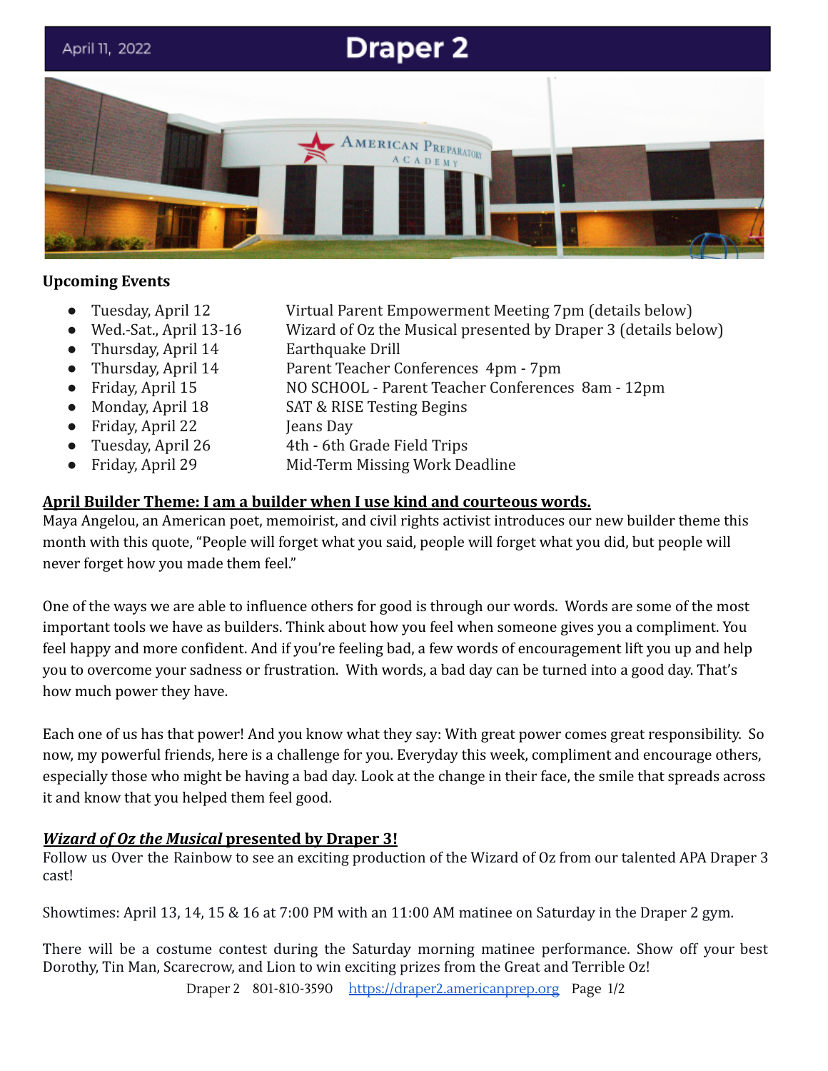April 11, 2022

# Draper 2

## Upcoming Events

- Tuesday, April 12 — Virtual Parent Empowerment Meeting 7pm (details below)
- Wed.-Sat., April 13-16 — Wizard of Oz the Musical presented by Draper 3 (details below)
- Thursday, April 14 — Earthquake Drill
- Thursday, April 14 — Parent Teacher Conferences 4pm - 7pm
- Friday, April 15 — NO SCHOOL - Parent Teacher Conferences 8am - 12pm
- Monday, April 18 — SAT & RISE Testing Begins
- Friday, April 22 — Jeans Day
- Tuesday, April 26 — 4th - 6th Grade Field Trips
- Friday, April 29 — Mid-Term Missing Work Deadline

## April Builder Theme: I am a builder when I use kind and courteous words.

Maya Angelou, an American poet, memoirist, and civil rights activist introduces our new builder theme this month with this quote, "People will forget what you said, people will forget what you did, but people will never forget how you made them feel."

One of the ways we are able to influence others for good is through our words. Words are some of the most important tools we have as builders. Think about how you feel when someone gives you a compliment. You feel happy and more confident. And if you're feeling bad, a few words of encouragement lift you up and help you to overcome your sadness or frustration. With words, a bad day can be turned into a good day. That's how much power they have.

Each one of us has that power! And you know what they say: With great power comes great responsibility. So now, my powerful friends, here is a challenge for you. Everyday this week, compliment and encourage others, especially those who might be having a bad day. Look at the change in their face, the smile that spreads across it and know that you helped them feel good.

## *Wizard of Oz the Musical* presented by Draper 3!

Follow us Over the Rainbow to see an exciting production of the Wizard of Oz from our talented APA Draper 3 cast!

Showtimes: April 13, 14, 15 & 16 at 7:00 PM with an 11:00 AM matinee on Saturday in the Draper 2 gym.

There will be a costume contest during the Saturday morning matinee performance. Show off your best Dorothy, Tin Man, Scarecrow, and Lion to win exciting prizes from the Great and Terrible Oz!

Draper 2 801-810-3590 https://draper2.americanprep.org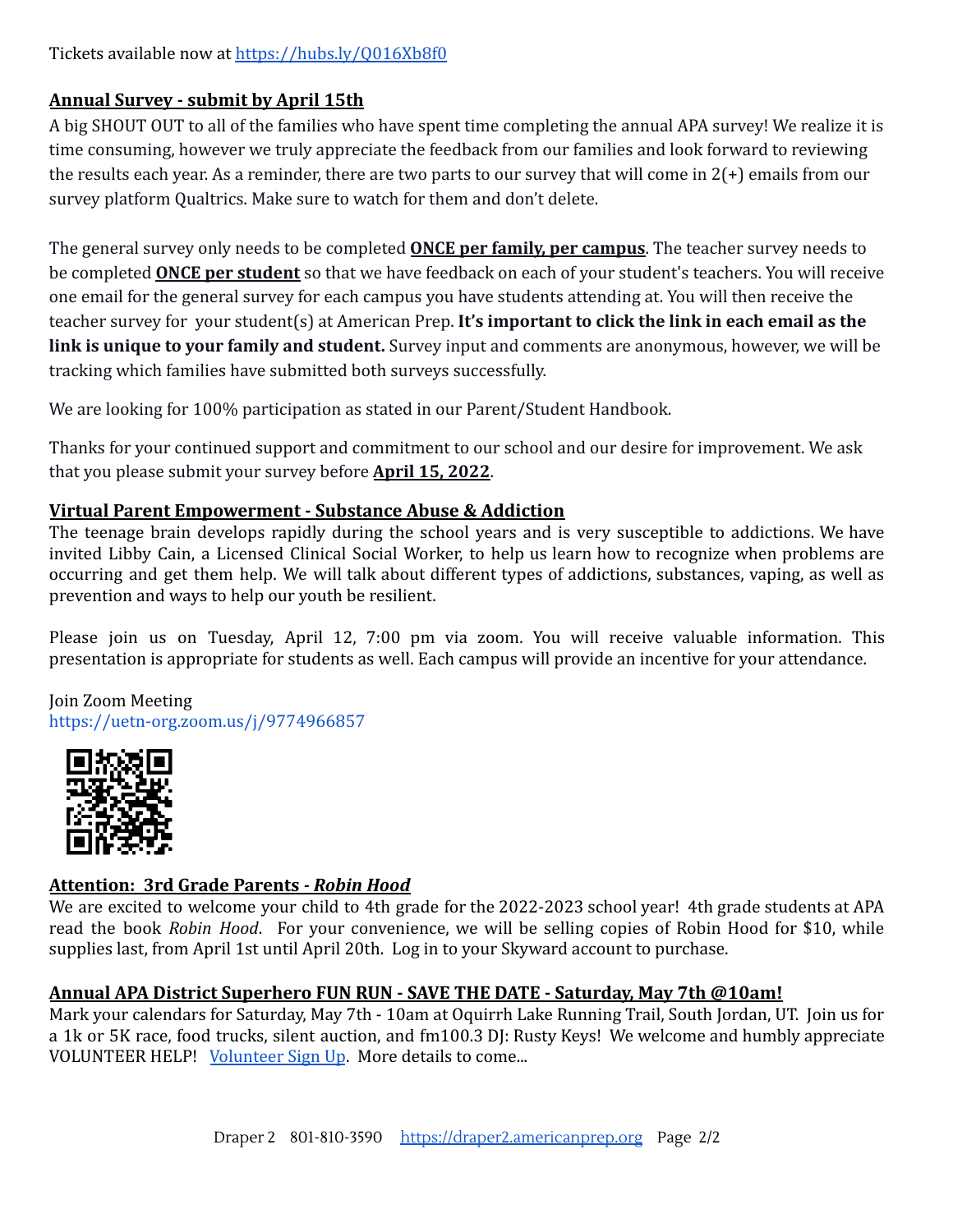Tickets available now at [https://hubs.ly/Q016Xb8f0](https://hubs.ly/Q016Xb8f0)

## Annual Survey - submit by April 15th

A big SHOUT OUT to all of the families who have spent time completing the annual APA survey! We realize it is time consuming, however we truly appreciate the feedback from our families and look forward to reviewing the results each year. As a reminder, there are two parts to our survey that will come in 2(+) emails from our survey platform Qualtrics. Make sure to watch for them and don't delete.

The general survey only needs to be completed **ONCE per family, per campus**. The teacher survey needs to be completed **ONCE per student** so that we have feedback on each of your student's teachers. You will receive one email for the general survey for each campus you have students attending at. You will then receive the teacher survey for your student(s) at American Prep. **It's important to click the link in each email as the link is unique to your family and student.** Survey input and comments are anonymous, however, we will be tracking which families have submitted both surveys successfully.

We are looking for 100% participation as stated in our Parent/Student Handbook.

Thanks for your continued support and commitment to our school and our desire for improvement. We ask that you please submit your survey before **April 15, 2022**.

## Virtual Parent Empowerment - Substance Abuse & Addiction

The teenage brain develops rapidly during the school years and is very susceptible to addictions. We have invited Libby Cain, a Licensed Clinical Social Worker, to help us learn how to recognize when problems are occurring and get them help. We will talk about different types of addictions, substances, vaping, as well as prevention and ways to help our youth be resilient.

Please join us on Tuesday, April 12, 7:00 pm via zoom. You will receive valuable information. This presentation is appropriate for students as well. Each campus will provide an incentive for your attendance.

Join Zoom Meeting
https://uetn-org.zoom.us/j/9774966857

## Attention: 3rd Grade Parents - *Robin Hood*

We are excited to welcome your child to 4th grade for the 2022-2023 school year! 4th grade students at APA read the book *Robin Hood*. For your convenience, we will be selling copies of Robin Hood for $10, while supplies last, from April 1st until April 20th. Log in to your Skyward account to purchase.

## Annual APA District Superhero FUN RUN - SAVE THE DATE - Saturday, May 7th @10am!

Mark your calendars for Saturday, May 7th - 10am at Oquirrh Lake Running Trail, South Jordan, UT. Join us for a 1k or 5K race, food trucks, silent auction, and fm100.3 DJ: Rusty Keys! We welcome and humbly appreciate VOLUNTEER HELP! Volunteer Sign Up. More details to come...

Draper 2 801-810-3590 https://draper2.americanprep.org